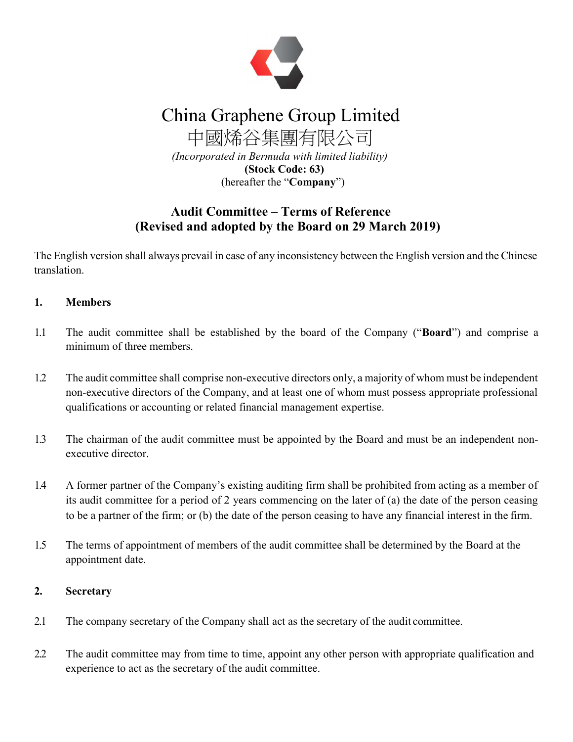# China Graphene Group Limited

# 中國烯谷集團有限公司

*(Incorporated in Bermuda with limited liability)*

**(Stock Code: 63)**

(hereafter the "**Company**")

## Audit Committee – Terms of Reference
## (Revised and adopted by the Board on 29 March 2019)

The English version shall always prevail in case of any inconsistency between the English version and the Chinese translation.

### 1. Members

1.1 The audit committee shall be established by the board of the Company ("**Board**") and comprise a minimum of three members.

1.2 The audit committee shall comprise non-executive directors only, a majority of whom must be independent non-executive directors of the Company, and at least one of whom must possess appropriate professional qualifications or accounting or related financial management expertise.

1.3 The chairman of the audit committee must be appointed by the Board and must be an independent non-executive director.

1.4 A former partner of the Company's existing auditing firm shall be prohibited from acting as a member of its audit committee for a period of 2 years commencing on the later of (a) the date of the person ceasing to be a partner of the firm; or (b) the date of the person ceasing to have any financial interest in the firm.

1.5 The terms of appointment of members of the audit committee shall be determined by the Board at the appointment date.

### 2. Secretary

2.1 The company secretary of the Company shall act as the secretary of the audit committee.

2.2 The audit committee may from time to time, appoint any other person with appropriate qualification and experience to act as the secretary of the audit committee.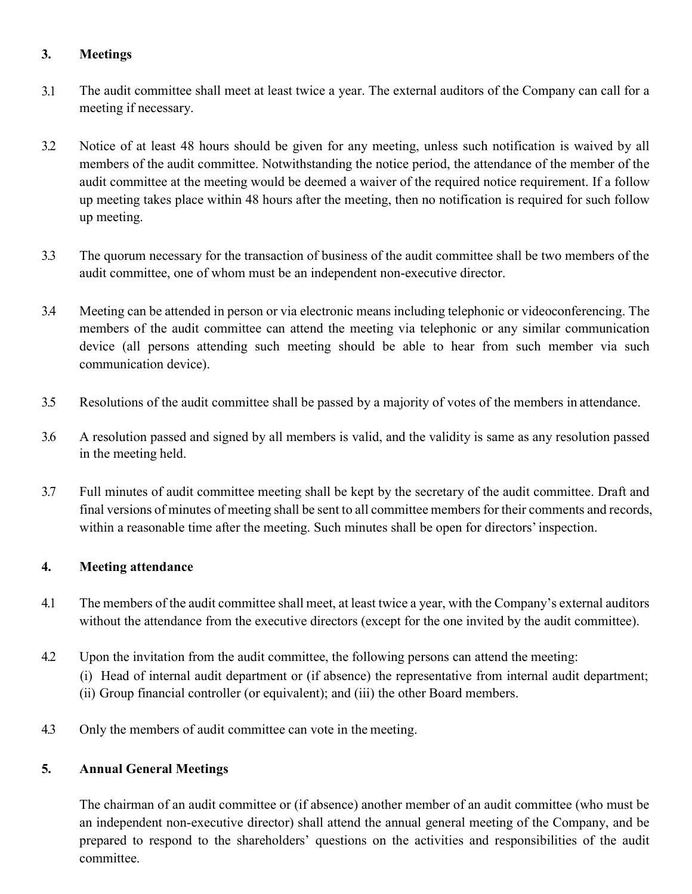## 3. Meetings

3.1 The audit committee shall meet at least twice a year. The external auditors of the Company can call for a meeting if necessary.

3.2 Notice of at least 48 hours should be given for any meeting, unless such notification is waived by all members of the audit committee. Notwithstanding the notice period, the attendance of the member of the audit committee at the meeting would be deemed a waiver of the required notice requirement. If a follow up meeting takes place within 48 hours after the meeting, then no notification is required for such follow up meeting.

3.3 The quorum necessary for the transaction of business of the audit committee shall be two members of the audit committee, one of whom must be an independent non-executive director.

3.4 Meeting can be attended in person or via electronic means including telephonic or videoconferencing. The members of the audit committee can attend the meeting via telephonic or any similar communication device (all persons attending such meeting should be able to hear from such member via such communication device).

3.5 Resolutions of the audit committee shall be passed by a majority of votes of the members in attendance.

3.6 A resolution passed and signed by all members is valid, and the validity is same as any resolution passed in the meeting held.

3.7 Full minutes of audit committee meeting shall be kept by the secretary of the audit committee. Draft and final versions of minutes of meeting shall be sent to all committee members for their comments and records, within a reasonable time after the meeting. Such minutes shall be open for directors' inspection.

## 4. Meeting attendance

4.1 The members of the audit committee shall meet, at least twice a year, with the Company's external auditors without the attendance from the executive directors (except for the one invited by the audit committee).

4.2 Upon the invitation from the audit committee, the following persons can attend the meeting:
(i) Head of internal audit department or (if absence) the representative from internal audit department; (ii) Group financial controller (or equivalent); and (iii) the other Board members.

4.3 Only the members of audit committee can vote in the meeting.

## 5. Annual General Meetings

The chairman of an audit committee or (if absence) another member of an audit committee (who must be an independent non-executive director) shall attend the annual general meeting of the Company, and be prepared to respond to the shareholders' questions on the activities and responsibilities of the audit committee.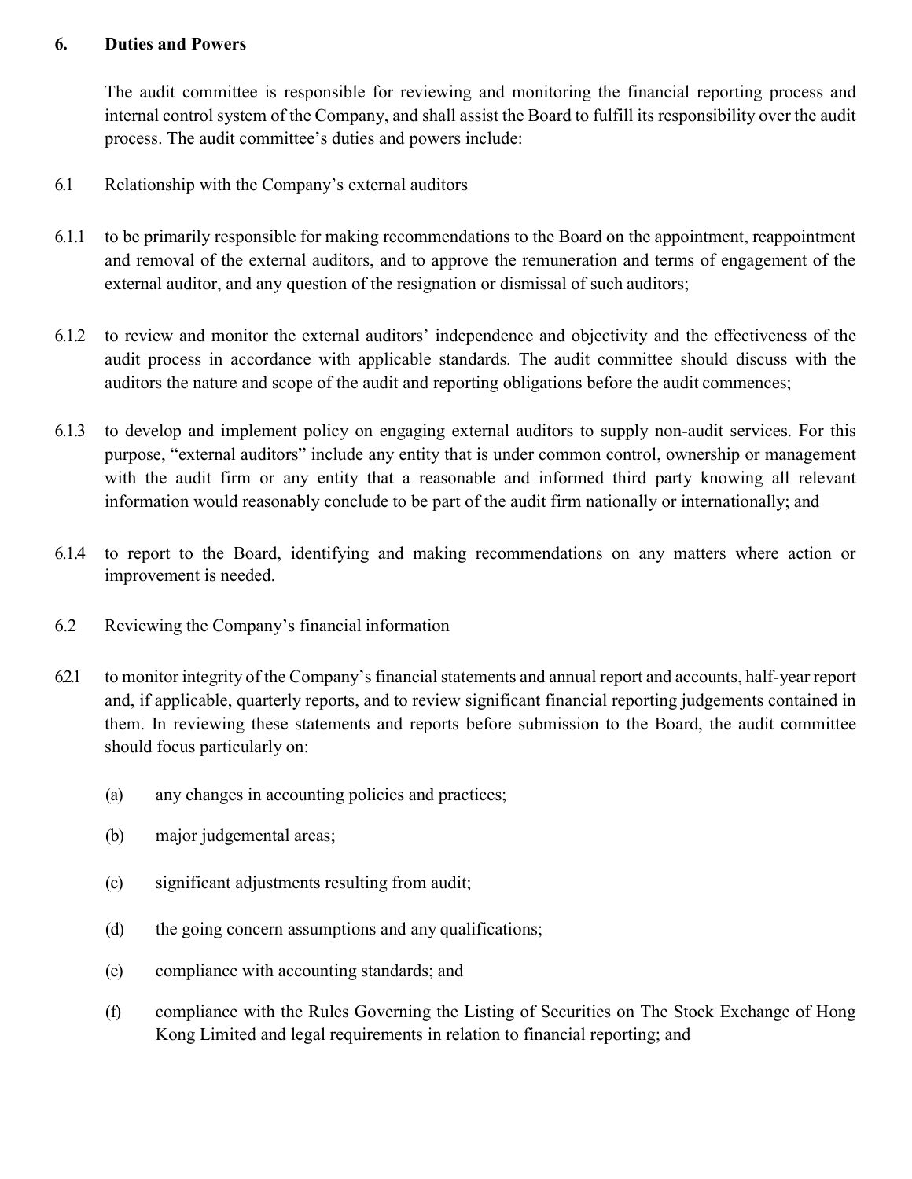## 6. Duties and Powers

The audit committee is responsible for reviewing and monitoring the financial reporting process and internal control system of the Company, and shall assist the Board to fulfill its responsibility over the audit process. The audit committee's duties and powers include:

6.1 Relationship with the Company's external auditors

6.1.1 to be primarily responsible for making recommendations to the Board on the appointment, reappointment and removal of the external auditors, and to approve the remuneration and terms of engagement of the external auditor, and any question of the resignation or dismissal of such auditors;

6.1.2 to review and monitor the external auditors' independence and objectivity and the effectiveness of the audit process in accordance with applicable standards. The audit committee should discuss with the auditors the nature and scope of the audit and reporting obligations before the audit commences;

6.1.3 to develop and implement policy on engaging external auditors to supply non-audit services. For this purpose, "external auditors" include any entity that is under common control, ownership or management with the audit firm or any entity that a reasonable and informed third party knowing all relevant information would reasonably conclude to be part of the audit firm nationally or internationally; and

6.1.4 to report to the Board, identifying and making recommendations on any matters where action or improvement is needed.

6.2 Reviewing the Company's financial information

6.2.1 to monitor integrity of the Company's financial statements and annual report and accounts, half-year report and, if applicable, quarterly reports, and to review significant financial reporting judgements contained in them. In reviewing these statements and reports before submission to the Board, the audit committee should focus particularly on:

(a) any changes in accounting policies and practices;

(b) major judgemental areas;

(c) significant adjustments resulting from audit;

(d) the going concern assumptions and any qualifications;

(e) compliance with accounting standards; and

(f) compliance with the Rules Governing the Listing of Securities on The Stock Exchange of Hong Kong Limited and legal requirements in relation to financial reporting; and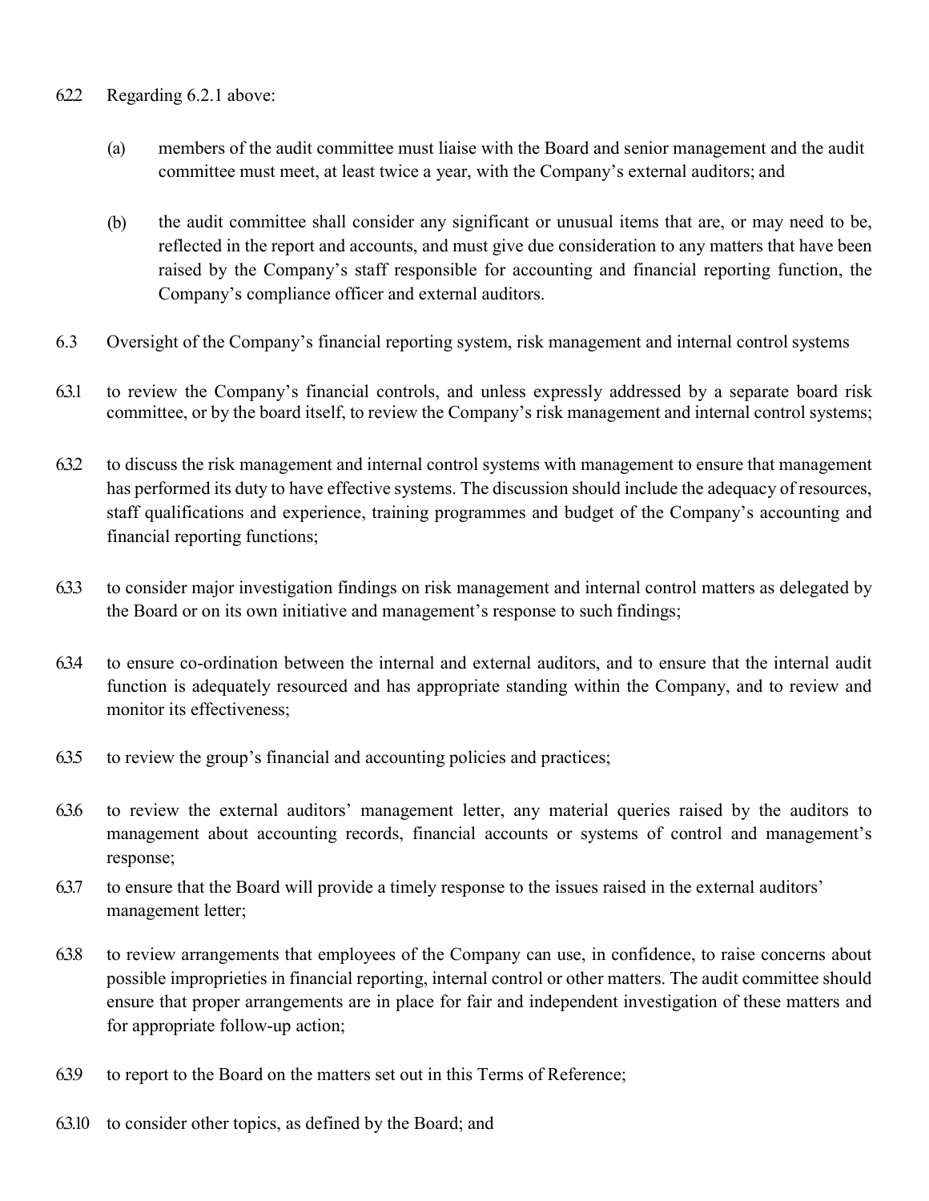6.2.2 Regarding 6.2.1 above:

(a) members of the audit committee must liaise with the Board and senior management and the audit committee must meet, at least twice a year, with the Company's external auditors; and

(b) the audit committee shall consider any significant or unusual items that are, or may need to be, reflected in the report and accounts, and must give due consideration to any matters that have been raised by the Company's staff responsible for accounting and financial reporting function, the Company's compliance officer and external auditors.

6.3 Oversight of the Company's financial reporting system, risk management and internal control systems

6.3.1 to review the Company's financial controls, and unless expressly addressed by a separate board risk committee, or by the board itself, to review the Company's risk management and internal control systems;

6.3.2 to discuss the risk management and internal control systems with management to ensure that management has performed its duty to have effective systems. The discussion should include the adequacy of resources, staff qualifications and experience, training programmes and budget of the Company's accounting and financial reporting functions;

6.3.3 to consider major investigation findings on risk management and internal control matters as delegated by the Board or on its own initiative and management's response to such findings;

6.3.4 to ensure co-ordination between the internal and external auditors, and to ensure that the internal audit function is adequately resourced and has appropriate standing within the Company, and to review and monitor its effectiveness;

6.3.5 to review the group's financial and accounting policies and practices;

6.3.6 to review the external auditors' management letter, any material queries raised by the auditors to management about accounting records, financial accounts or systems of control and management's response;

6.3.7 to ensure that the Board will provide a timely response to the issues raised in the external auditors' management letter;

6.3.8 to review arrangements that employees of the Company can use, in confidence, to raise concerns about possible improprieties in financial reporting, internal control or other matters. The audit committee should ensure that proper arrangements are in place for fair and independent investigation of these matters and for appropriate follow-up action;

6.3.9 to report to the Board on the matters set out in this Terms of Reference;

6.3.10 to consider other topics, as defined by the Board; and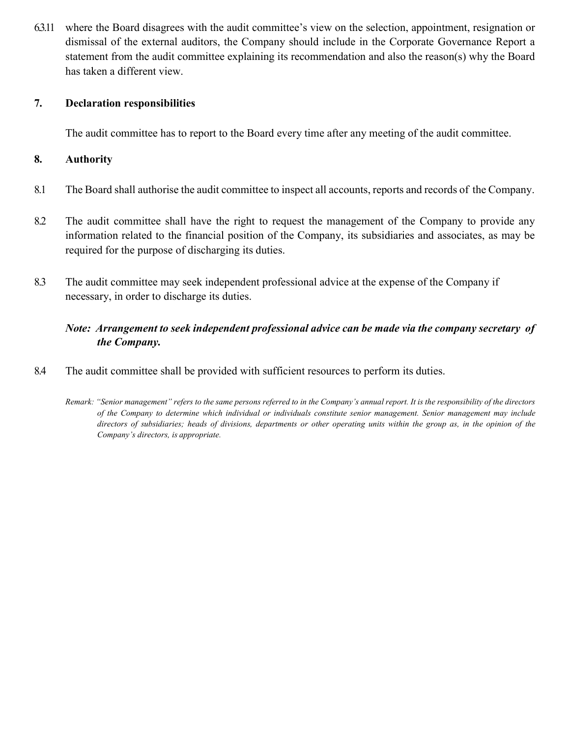6.3.11 where the Board disagrees with the audit committee's view on the selection, appointment, resignation or dismissal of the external auditors, the Company should include in the Corporate Governance Report a statement from the audit committee explaining its recommendation and also the reason(s) why the Board has taken a different view.

## 7. Declaration responsibilities

The audit committee has to report to the Board every time after any meeting of the audit committee.

## 8. Authority

8.1 The Board shall authorise the audit committee to inspect all accounts, reports and records of the Company.

8.2 The audit committee shall have the right to request the management of the Company to provide any information related to the financial position of the Company, its subsidiaries and associates, as may be required for the purpose of discharging its duties.

8.3 The audit committee may seek independent professional advice at the expense of the Company if necessary, in order to discharge its duties.

***Note: Arrangement to seek independent professional advice can be made via the company secretary of the Company.***

8.4 The audit committee shall be provided with sufficient resources to perform its duties.

*Remark: "Senior management" refers to the same persons referred to in the Company's annual report. It is the responsibility of the directors of the Company to determine which individual or individuals constitute senior management. Senior management may include directors of subsidiaries; heads of divisions, departments or other operating units within the group as, in the opinion of the Company's directors, is appropriate.*